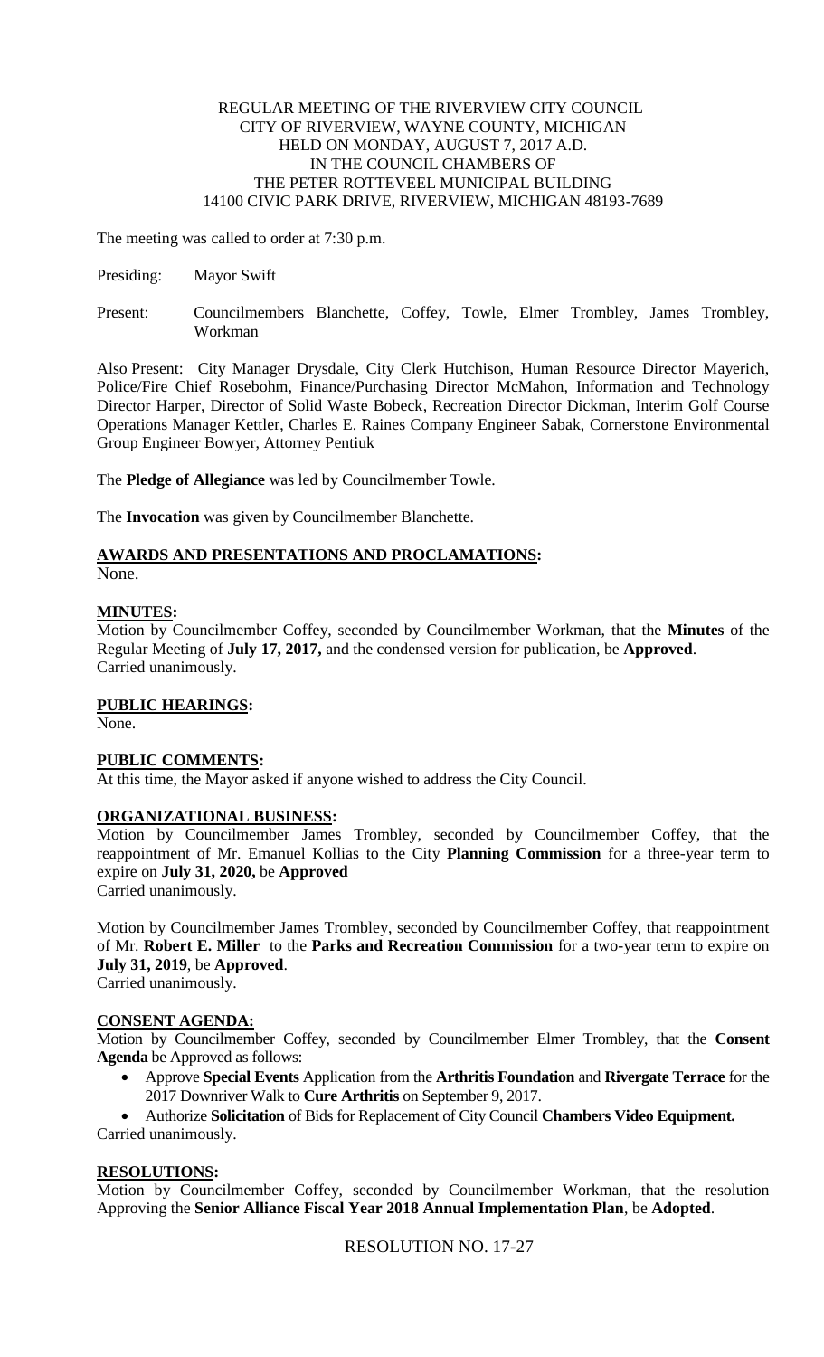REGULAR MEETING OF THE RIVERVIEW CITY COUNCIL
CITY OF RIVERVIEW, WAYNE COUNTY, MICHIGAN
HELD ON MONDAY, AUGUST 7, 2017 A.D.
IN THE COUNCIL CHAMBERS OF
THE PETER ROTTEVEEL MUNICIPAL BUILDING
14100 CIVIC PARK DRIVE, RIVERVIEW, MICHIGAN 48193-7689

The meeting was called to order at 7:30 p.m.

Presiding: Mayor Swift

Present: Councilmembers Blanchette, Coffey, Towle, Elmer Trombley, James Trombley, Workman

Also Present: City Manager Drysdale, City Clerk Hutchison, Human Resource Director Mayerich, Police/Fire Chief Rosebohm, Finance/Purchasing Director McMahon, Information and Technology Director Harper, Director of Solid Waste Bobeck, Recreation Director Dickman, Interim Golf Course Operations Manager Kettler, Charles E. Raines Company Engineer Sabak, Cornerstone Environmental Group Engineer Bowyer, Attorney Pentiuk

The **Pledge of Allegiance** was led by Councilmember Towle.

The **Invocation** was given by Councilmember Blanchette.

## AWARDS AND PRESENTATIONS AND PROCLAMATIONS:

None.

## MINUTES:

Motion by Councilmember Coffey, seconded by Councilmember Workman, that the **Minutes** of the Regular Meeting of **July 17, 2017,** and the condensed version for publication, be **Approved**.
Carried unanimously.

## PUBLIC HEARINGS:

None.

## PUBLIC COMMENTS:

At this time, the Mayor asked if anyone wished to address the City Council.

## ORGANIZATIONAL BUSINESS:

Motion by Councilmember James Trombley, seconded by Councilmember Coffey, that the reappointment of Mr. Emanuel Kollias to the City **Planning Commission** for a three-year term to expire on **July 31, 2020,** be **Approved**
Carried unanimously.

Motion by Councilmember James Trombley, seconded by Councilmember Coffey, that reappointment of Mr. **Robert E. Miller** to the **Parks and Recreation Commission** for a two-year term to expire on **July 31, 2019**, be **Approved**.
Carried unanimously.

## CONSENT AGENDA:

Motion by Councilmember Coffey, seconded by Councilmember Elmer Trombley, that the **Consent Agenda** be Approved as follows:

- Approve **Special Events** Application from the **Arthritis Foundation** and **Rivergate Terrace** for the 2017 Downriver Walk to **Cure Arthritis** on September 9, 2017.
- Authorize **Solicitation** of Bids for Replacement of City Council **Chambers Video Equipment.**

Carried unanimously.

## RESOLUTIONS:

Motion by Councilmember Coffey, seconded by Councilmember Workman, that the resolution Approving the **Senior Alliance Fiscal Year 2018 Annual Implementation Plan**, be **Adopted**.

RESOLUTION NO. 17-27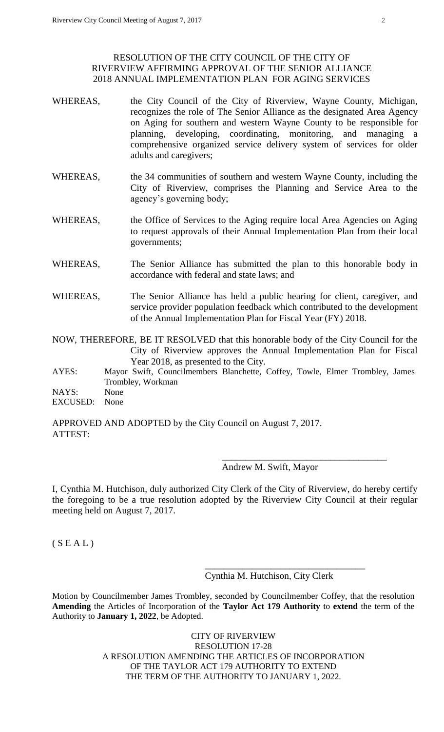RESOLUTION OF THE CITY COUNCIL OF THE CITY OF RIVERVIEW AFFIRMING APPROVAL OF THE SENIOR ALLIANCE 2018 ANNUAL IMPLEMENTATION PLAN FOR AGING SERVICES

WHEREAS, the City Council of the City of Riverview, Wayne County, Michigan, recognizes the role of The Senior Alliance as the designated Area Agency on Aging for southern and western Wayne County to be responsible for planning, developing, coordinating, monitoring, and managing a comprehensive organized service delivery system of services for older adults and caregivers;

WHEREAS, the 34 communities of southern and western Wayne County, including the City of Riverview, comprises the Planning and Service Area to the agency's governing body;

WHEREAS, the Office of Services to the Aging require local Area Agencies on Aging to request approvals of their Annual Implementation Plan from their local governments;

WHEREAS, The Senior Alliance has submitted the plan to this honorable body in accordance with federal and state laws; and

WHEREAS, The Senior Alliance has held a public hearing for client, caregiver, and service provider population feedback which contributed to the development of the Annual Implementation Plan for Fiscal Year (FY) 2018.

NOW, THEREFORE, BE IT RESOLVED that this honorable body of the City Council for the City of Riverview approves the Annual Implementation Plan for Fiscal Year 2018, as presented to the City.

AYES: Mayor Swift, Councilmembers Blanchette, Coffey, Towle, Elmer Trombley, James Trombley, Workman
NAYS: None
EXCUSED: None

APPROVED AND ADOPTED by the City Council on August 7, 2017.
ATTEST:

\_\_\_\_\_\_\_\_\_\_\_\_\_\_\_\_\_\_\_\_\_\_\_\_\_\_\_\_\_\_\_\_\_\_\_\_
Andrew M. Swift, Mayor

I, Cynthia M. Hutchison, duly authorized City Clerk of the City of Riverview, do hereby certify the foregoing to be a true resolution adopted by the Riverview City Council at their regular meeting held on August 7, 2017.

( S E A L )

\_\_\_\_\_\_\_\_\_\_\_\_\_\_\_\_\_\_\_\_\_\_\_\_\_\_\_\_\_\_\_\_\_\_\_\_
Cynthia M. Hutchison, City Clerk

Motion by Councilmember James Trombley, seconded by Councilmember Coffey, that the resolution **Amending** the Articles of Incorporation of the **Taylor Act 179 Authority** to **extend** the term of the Authority to **January 1, 2022**, be Adopted.

CITY OF RIVERVIEW
RESOLUTION 17-28
A RESOLUTION AMENDING THE ARTICLES OF INCORPORATION OF THE TAYLOR ACT 179 AUTHORITY TO EXTEND THE TERM OF THE AUTHORITY TO JANUARY 1, 2022.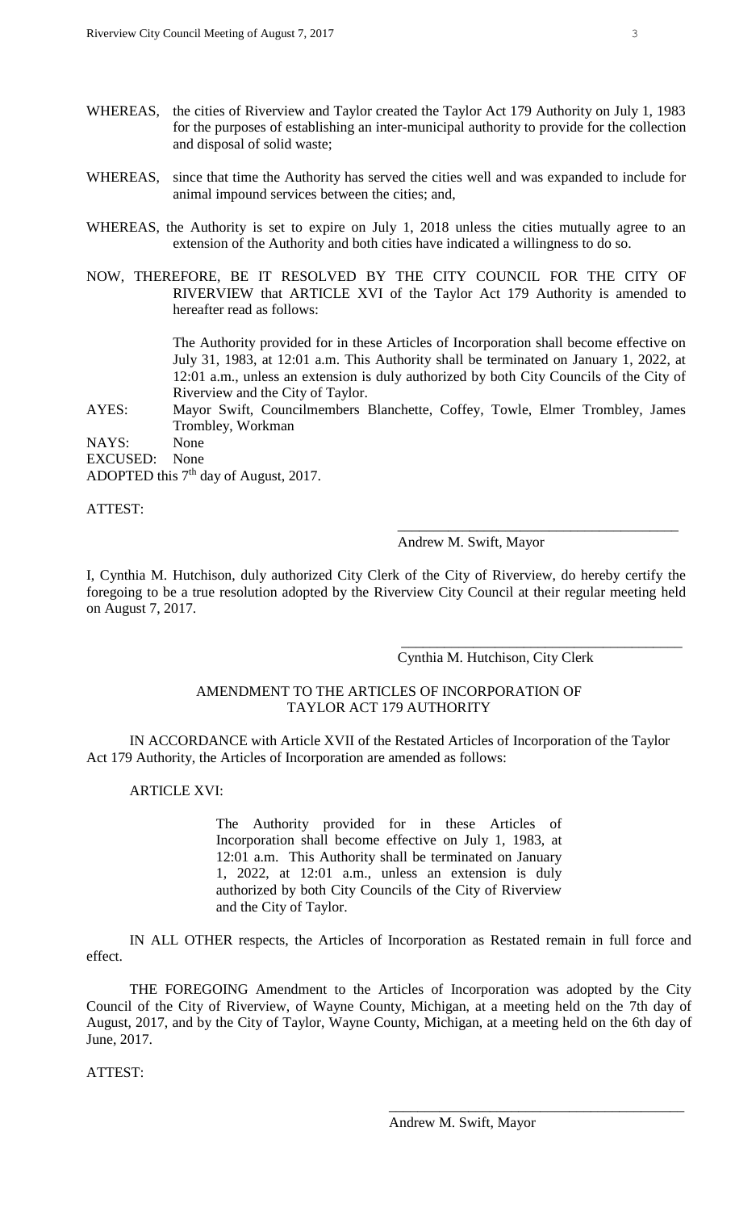WHEREAS, the cities of Riverview and Taylor created the Taylor Act 179 Authority on July 1, 1983 for the purposes of establishing an inter-municipal authority to provide for the collection and disposal of solid waste;

WHEREAS, since that time the Authority has served the cities well and was expanded to include for animal impound services between the cities; and,

WHEREAS, the Authority is set to expire on July 1, 2018 unless the cities mutually agree to an extension of the Authority and both cities have indicated a willingness to do so.

NOW, THEREFORE, BE IT RESOLVED BY THE CITY COUNCIL FOR THE CITY OF RIVERVIEW that ARTICLE XVI of the Taylor Act 179 Authority is amended to hereafter read as follows:

The Authority provided for in these Articles of Incorporation shall become effective on July 31, 1983, at 12:01 a.m. This Authority shall be terminated on January 1, 2022, at 12:01 a.m., unless an extension is duly authorized by both City Councils of the City of Riverview and the City of Taylor.

AYES: Mayor Swift, Councilmembers Blanchette, Coffey, Towle, Elmer Trombley, James Trombley, Workman

NAYS: None

EXCUSED: None

ADOPTED this 7th day of August, 2017.

ATTEST:

\_\_\_\_\_\_\_\_\_\_\_\_\_\_\_\_\_\_\_\_\_\_\_\_\_\_\_\_\_\_\_\_\_\_\_\_\_\_\_

Andrew M. Swift, Mayor

I, Cynthia M. Hutchison, duly authorized City Clerk of the City of Riverview, do hereby certify the foregoing to be a true resolution adopted by the Riverview City Council at their regular meeting held on August 7, 2017.

\_\_\_\_\_\_\_\_\_\_\_\_\_\_\_\_\_\_\_\_\_\_\_\_\_\_\_\_\_\_\_\_\_\_\_\_\_\_\_

Cynthia M. Hutchison, City Clerk

AMENDMENT TO THE ARTICLES OF INCORPORATION OF TAYLOR ACT 179 AUTHORITY

IN ACCORDANCE with Article XVII of the Restated Articles of Incorporation of the Taylor Act 179 Authority, the Articles of Incorporation are amended as follows:

ARTICLE XVI:

The Authority provided for in these Articles of Incorporation shall become effective on July 1, 1983, at 12:01 a.m. This Authority shall be terminated on January 1, 2022, at 12:01 a.m., unless an extension is duly authorized by both City Councils of the City of Riverview and the City of Taylor.

IN ALL OTHER respects, the Articles of Incorporation as Restated remain in full force and effect.

THE FOREGOING Amendment to the Articles of Incorporation was adopted by the City Council of the City of Riverview, of Wayne County, Michigan, at a meeting held on the 7th day of August, 2017, and by the City of Taylor, Wayne County, Michigan, at a meeting held on the 6th day of June, 2017.

ATTEST:

\_\_\_\_\_\_\_\_\_\_\_\_\_\_\_\_\_\_\_\_\_\_\_\_\_\_\_\_\_\_\_\_\_\_\_\_\_\_\_

Andrew M. Swift, Mayor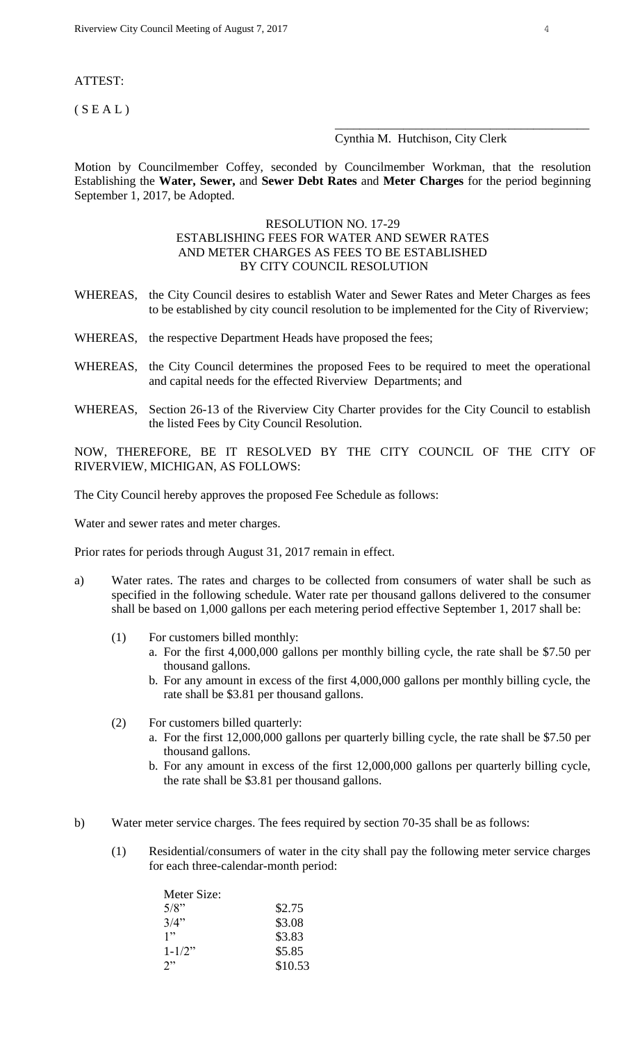ATTEST:

( S E A L )

\_\_\_\_\_\_\_\_\_\_\_\_\_\_\_\_\_\_\_\_\_\_\_\_\_\_\_\_\_\_\_\_\_\_\_\_\_\_\_\_\_\_

Cynthia M. Hutchison, City Clerk

Motion by Councilmember Coffey, seconded by Councilmember Workman, that the resolution Establishing the **Water, Sewer,** and **Sewer Debt Rates** and **Meter Charges** for the period beginning September 1, 2017, be Adopted.

RESOLUTION NO. 17-29
ESTABLISHING FEES FOR WATER AND SEWER RATES
AND METER CHARGES AS FEES TO BE ESTABLISHED
BY CITY COUNCIL RESOLUTION

WHEREAS, the City Council desires to establish Water and Sewer Rates and Meter Charges as fees to be established by city council resolution to be implemented for the City of Riverview;

WHEREAS, the respective Department Heads have proposed the fees;

WHEREAS, the City Council determines the proposed Fees to be required to meet the operational and capital needs for the effected Riverview Departments; and

WHEREAS, Section 26-13 of the Riverview City Charter provides for the City Council to establish the listed Fees by City Council Resolution.

NOW, THEREFORE, BE IT RESOLVED BY THE CITY COUNCIL OF THE CITY OF RIVERVIEW, MICHIGAN, AS FOLLOWS:

The City Council hereby approves the proposed Fee Schedule as follows:

Water and sewer rates and meter charges.

Prior rates for periods through August 31, 2017 remain in effect.

a) Water rates. The rates and charges to be collected from consumers of water shall be such as specified in the following schedule. Water rate per thousand gallons delivered to the consumer shall be based on 1,000 gallons per each metering period effective September 1, 2017 shall be:

   (1) For customers billed monthly:
      a. For the first 4,000,000 gallons per monthly billing cycle, the rate shall be $7.50 per thousand gallons.
      b. For any amount in excess of the first 4,000,000 gallons per monthly billing cycle, the rate shall be $3.81 per thousand gallons.

   (2) For customers billed quarterly:
      a. For the first 12,000,000 gallons per quarterly billing cycle, the rate shall be $7.50 per thousand gallons.
      b. For any amount in excess of the first 12,000,000 gallons per quarterly billing cycle, the rate shall be $3.81 per thousand gallons.

b) Water meter service charges. The fees required by section 70-35 shall be as follows:

   (1) Residential/consumers of water in the city shall pay the following meter service charges for each three-calendar-month period:

| Meter Size: | |
|---|---|
| 5/8" | $2.75 |
| 3/4" | $3.08 |
| 1" | $3.83 |
| 1-1/2" | $5.85 |
| 2" | $10.53 |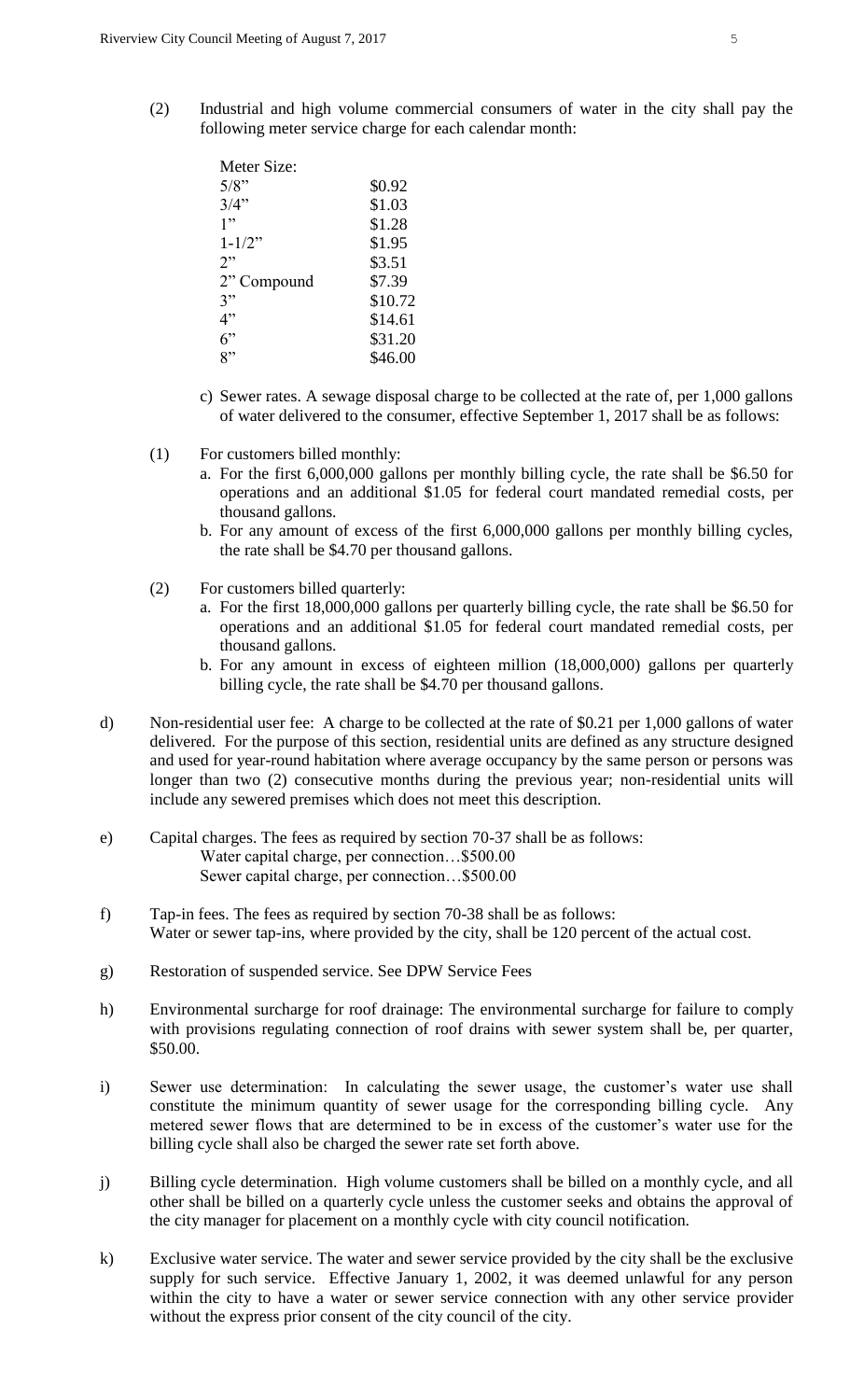(2) Industrial and high volume commercial consumers of water in the city shall pay the following meter service charge for each calendar month:

| Meter Size: | |
|---|---|
| 5/8" | \$0.92 |
| 3/4" | \$1.03 |
| 1" | \$1.28 |
| 1-1/2" | \$1.95 |
| 2" | \$3.51 |
| 2" Compound | \$7.39 |
| 3" | \$10.72 |
| 4" | \$14.61 |
| 6" | \$31.20 |
| 8" | \$46.00 |

c) Sewer rates. A sewage disposal charge to be collected at the rate of, per 1,000 gallons of water delivered to the consumer, effective September 1, 2017 shall be as follows:

(1) For customers billed monthly:

a. For the first 6,000,000 gallons per monthly billing cycle, the rate shall be \$6.50 for operations and an additional \$1.05 for federal court mandated remedial costs, per thousand gallons.

b. For any amount of excess of the first 6,000,000 gallons per monthly billing cycles, the rate shall be \$4.70 per thousand gallons.

(2) For customers billed quarterly:

a. For the first 18,000,000 gallons per quarterly billing cycle, the rate shall be \$6.50 for operations and an additional \$1.05 for federal court mandated remedial costs, per thousand gallons.

b. For any amount in excess of eighteen million (18,000,000) gallons per quarterly billing cycle, the rate shall be \$4.70 per thousand gallons.

d) Non-residential user fee: A charge to be collected at the rate of \$0.21 per 1,000 gallons of water delivered. For the purpose of this section, residential units are defined as any structure designed and used for year-round habitation where average occupancy by the same person or persons was longer than two (2) consecutive months during the previous year; non-residential units will include any sewered premises which does not meet this description.

e) Capital charges. The fees as required by section 70-37 shall be as follows:
Water capital charge, per connection…\$500.00
Sewer capital charge, per connection…\$500.00

f) Tap-in fees. The fees as required by section 70-38 shall be as follows:
Water or sewer tap-ins, where provided by the city, shall be 120 percent of the actual cost.

g) Restoration of suspended service. See DPW Service Fees

h) Environmental surcharge for roof drainage: The environmental surcharge for failure to comply with provisions regulating connection of roof drains with sewer system shall be, per quarter, \$50.00.

i) Sewer use determination: In calculating the sewer usage, the customer's water use shall constitute the minimum quantity of sewer usage for the corresponding billing cycle. Any metered sewer flows that are determined to be in excess of the customer's water use for the billing cycle shall also be charged the sewer rate set forth above.

j) Billing cycle determination. High volume customers shall be billed on a monthly cycle, and all other shall be billed on a quarterly cycle unless the customer seeks and obtains the approval of the city manager for placement on a monthly cycle with city council notification.

k) Exclusive water service. The water and sewer service provided by the city shall be the exclusive supply for such service. Effective January 1, 2002, it was deemed unlawful for any person within the city to have a water or sewer service connection with any other service provider without the express prior consent of the city council of the city.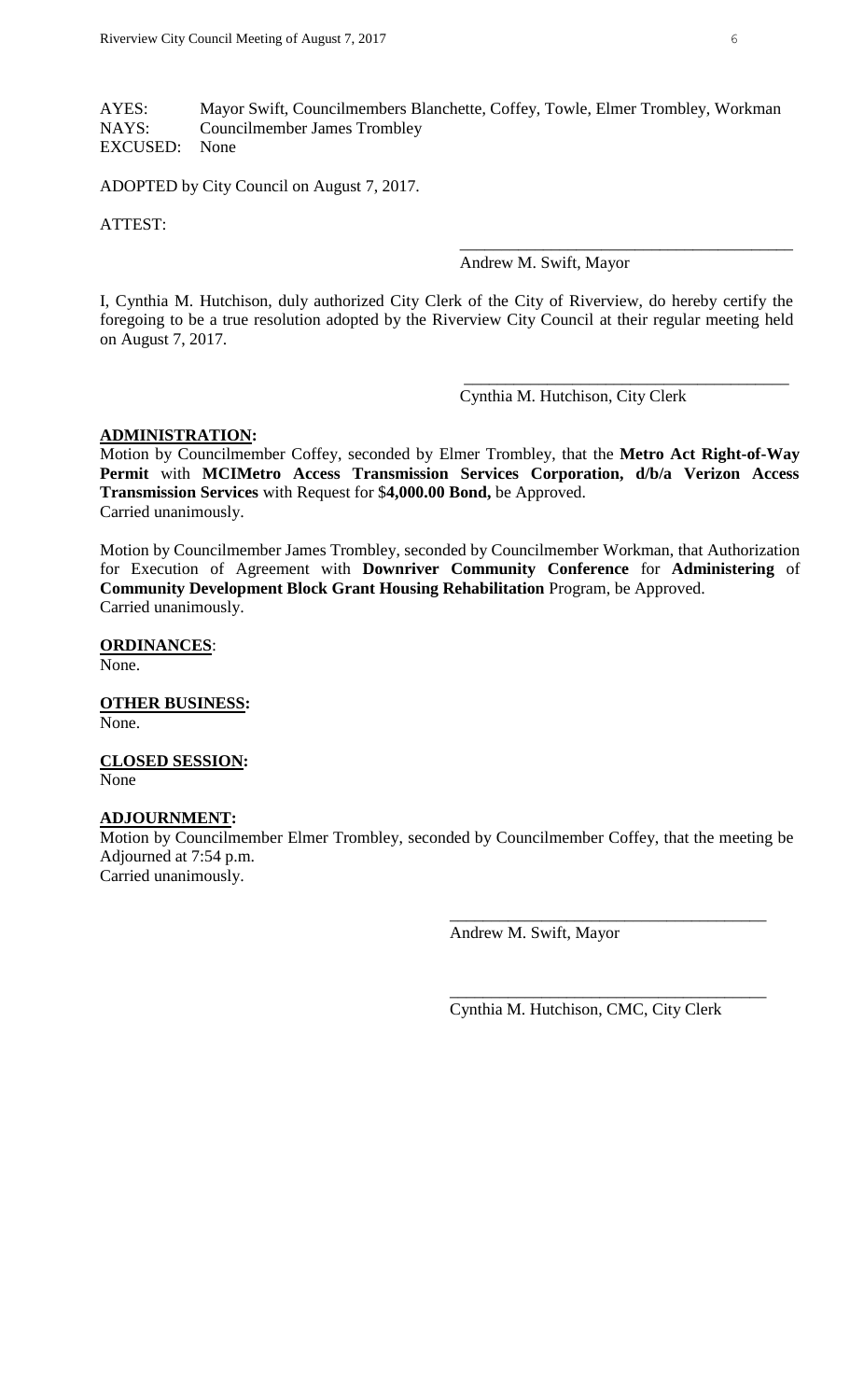AYES: Mayor Swift, Councilmembers Blanchette, Coffey, Towle, Elmer Trombley, Workman
NAYS: Councilmember James Trombley
EXCUSED: None

ADOPTED by City Council on August 7, 2017.

ATTEST:

\_\_\_\_\_\_\_\_\_\_\_\_\_\_\_\_\_\_\_\_\_\_\_\_\_\_\_\_\_\_\_\_\_\_\_\_\_\_\_\_
Andrew M. Swift, Mayor

I, Cynthia M. Hutchison, duly authorized City Clerk of the City of Riverview, do hereby certify the foregoing to be a true resolution adopted by the Riverview City Council at their regular meeting held on August 7, 2017.

\_\_\_\_\_\_\_\_\_\_\_\_\_\_\_\_\_\_\_\_\_\_\_\_\_\_\_\_\_\_\_\_\_\_\_\_\_\_\_\_
Cynthia M. Hutchison, City Clerk

**ADMINISTRATION:**

Motion by Councilmember Coffey, seconded by Elmer Trombley, that the **Metro Act Right-of-Way Permit** with **MCIMetro Access Transmission Services Corporation, d/b/a Verizon Access Transmission Services** with Request for $**4,000.00 Bond,** be Approved.
Carried unanimously.

Motion by Councilmember James Trombley, seconded by Councilmember Workman, that Authorization for Execution of Agreement with **Downriver Community Conference** for **Administering** of **Community Development Block Grant Housing Rehabilitation** Program, be Approved.
Carried unanimously.

**ORDINANCES**:
None.

**OTHER BUSINESS:**
None.

**CLOSED SESSION:**
None

**ADJOURNMENT:**

Motion by Councilmember Elmer Trombley, seconded by Councilmember Coffey, that the meeting be Adjourned at 7:54 p.m.
Carried unanimously.

\_\_\_\_\_\_\_\_\_\_\_\_\_\_\_\_\_\_\_\_\_\_\_\_\_\_\_\_\_\_\_\_\_\_\_\_\_\_\_\_
Andrew M. Swift, Mayor

\_\_\_\_\_\_\_\_\_\_\_\_\_\_\_\_\_\_\_\_\_\_\_\_\_\_\_\_\_\_\_\_\_\_\_\_\_\_\_\_
Cynthia M. Hutchison, CMC, City Clerk